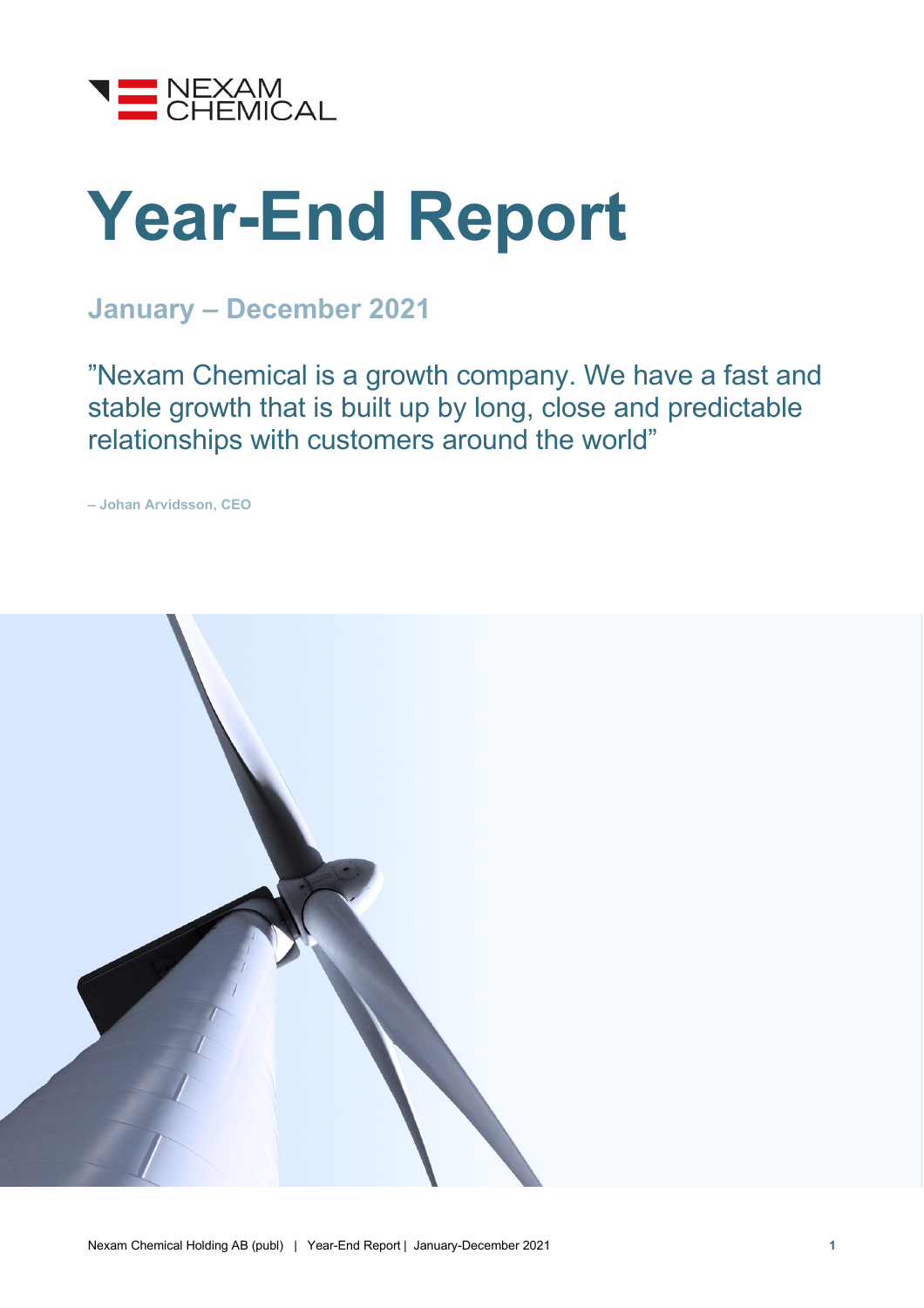NEXAM CHEMICAL

# Year-End Report

## January – December 2021

”Nexam Chemical is a growth company. We have a fast and stable growth that is built up by long, close and predictable relationships with customers around the world”

**– Johan Arvidsson, CEO**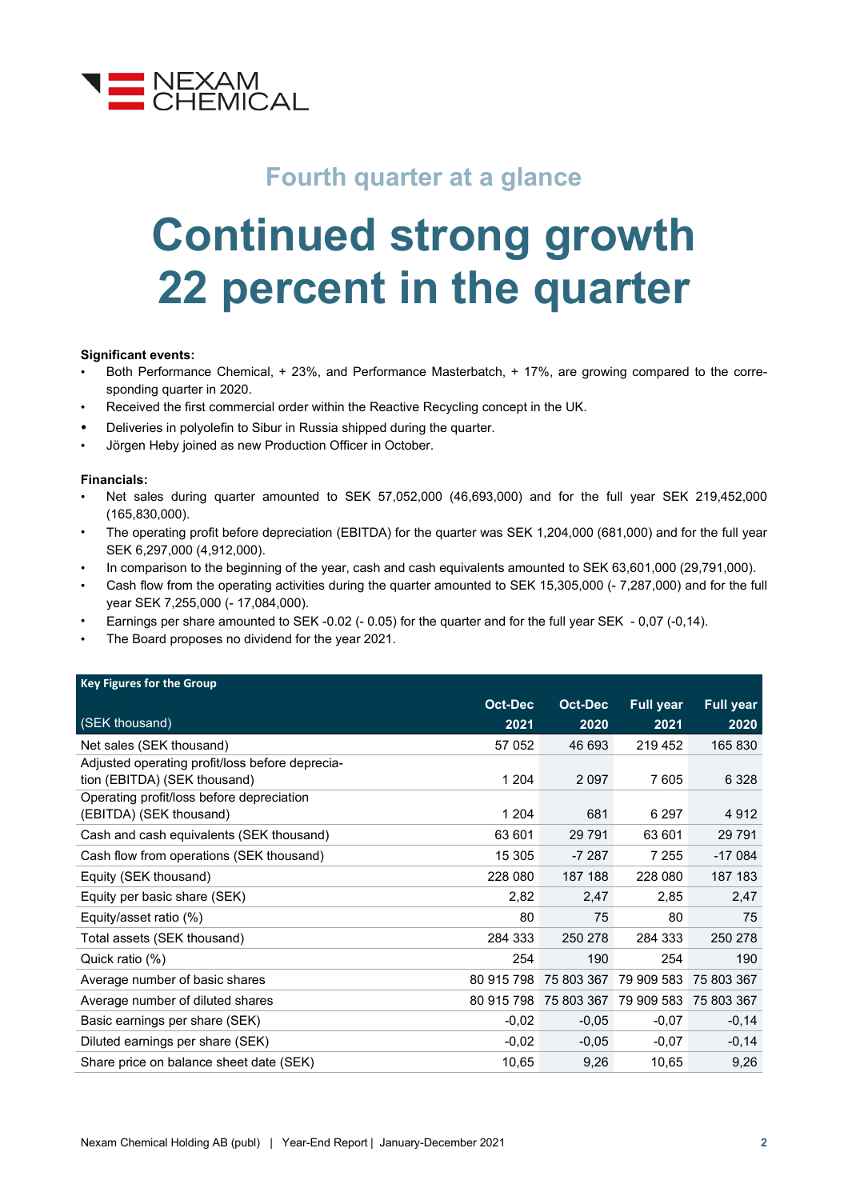## Fourth quarter at a glance

# Continued strong growth 22 percent in the quarter

**Significant events:**

- Both Performance Chemical, + 23%, and Performance Masterbatch, + 17%, are growing compared to the corresponding quarter in 2020.
- Received the first commercial order within the Reactive Recycling concept in the UK.
- Deliveries in polyolefin to Sibur in Russia shipped during the quarter.
- Jörgen Heby joined as new Production Officer in October.

**Financials:**

- Net sales during quarter amounted to SEK 57,052,000 (46,693,000) and for the full year SEK 219,452,000 (165,830,000).
- The operating profit before depreciation (EBITDA) for the quarter was SEK 1,204,000 (681,000) and for the full year SEK 6,297,000 (4,912,000).
- In comparison to the beginning of the year, cash and cash equivalents amounted to SEK 63,601,000 (29,791,000).
- Cash flow from the operating activities during the quarter amounted to SEK 15,305,000 (- 7,287,000) and for the full year SEK 7,255,000 (- 17,084,000).
- Earnings per share amounted to SEK -0.02 (- 0.05) for the quarter and for the full year SEK - 0,07 (-0,14).
- The Board proposes no dividend for the year 2021.

**Key Figures for the Group**

| (SEK thousand) | Oct-Dec 2021 | Oct-Dec 2020 | Full year 2021 | Full year 2020 |
|---|---|---|---|---|
| Net sales (SEK thousand) | 57 052 | 46 693 | 219 452 | 165 830 |
| Adjusted operating profit/loss before depreciation (EBITDA) (SEK thousand) | 1 204 | 2 097 | 7 605 | 6 328 |
| Operating profit/loss before depreciation (EBITDA) (SEK thousand) | 1 204 | 681 | 6 297 | 4 912 |
| Cash and cash equivalents (SEK thousand) | 63 601 | 29 791 | 63 601 | 29 791 |
| Cash flow from operations (SEK thousand) | 15 305 | -7 287 | 7 255 | -17 084 |
| Equity (SEK thousand) | 228 080 | 187 188 | 228 080 | 187 183 |
| Equity per basic share (SEK) | 2,82 | 2,47 | 2,85 | 2,47 |
| Equity/asset ratio (%) | 80 | 75 | 80 | 75 |
| Total assets (SEK thousand) | 284 333 | 250 278 | 284 333 | 250 278 |
| Quick ratio (%) | 254 | 190 | 254 | 190 |
| Average number of basic shares | 80 915 798 | 75 803 367 | 79 909 583 | 75 803 367 |
| Average number of diluted shares | 80 915 798 | 75 803 367 | 79 909 583 | 75 803 367 |
| Basic earnings per share (SEK) | -0,02 | -0,05 | -0,07 | -0,14 |
| Diluted earnings per share (SEK) | -0,02 | -0,05 | -0,07 | -0,14 |
| Share price on balance sheet date (SEK) | 10,65 | 9,26 | 10,65 | 9,26 |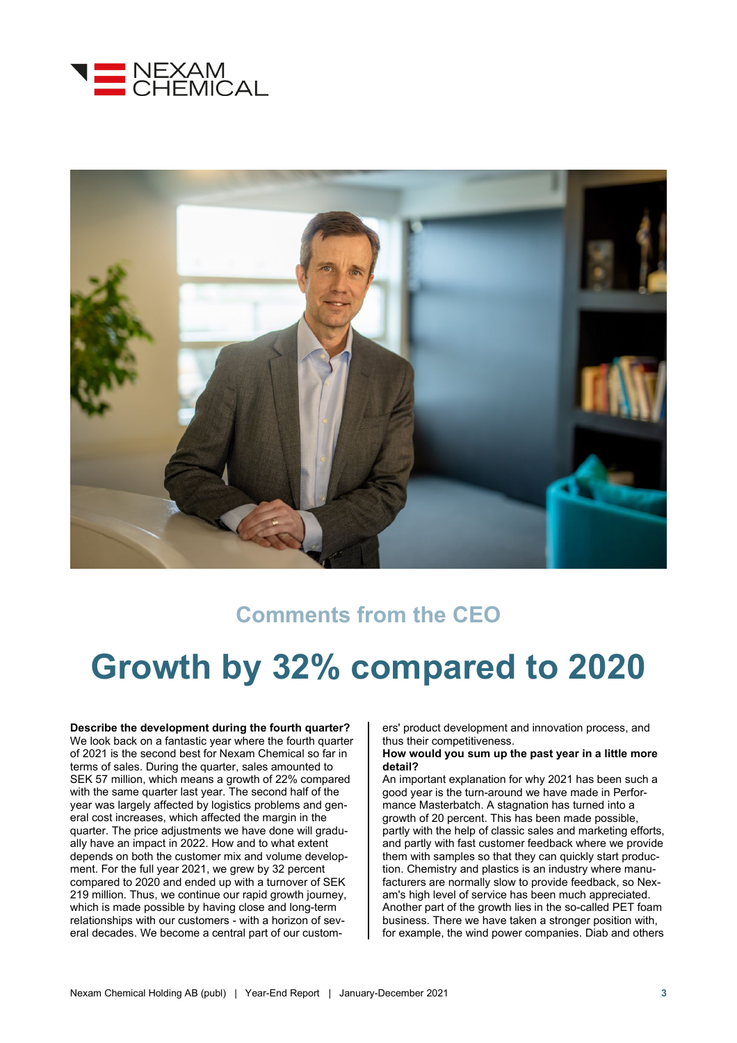## Comments from the CEO

# Growth by 32% compared to 2020

**Describe the development during the fourth quarter?**
We look back on a fantastic year where the fourth quarter of 2021 is the second best for Nexam Chemical so far in terms of sales. During the quarter, sales amounted to SEK 57 million, which means a growth of 22% compared with the same quarter last year. The second half of the year was largely affected by logistics problems and general cost increases, which affected the margin in the quarter. The price adjustments we have done will gradually have an impact in 2022. How and to what extent depends on both the customer mix and volume development. For the full year 2021, we grew by 32 percent compared to 2020 and ended up with a turnover of SEK 219 million. Thus, we continue our rapid growth journey, which is made possible by having close and long-term relationships with our customers - with a horizon of several decades. We become a central part of our customers' product development and innovation process, and thus their competitiveness.

**How would you sum up the past year in a little more detail?**
An important explanation for why 2021 has been such a good year is the turn-around we have made in Performance Masterbatch. A stagnation has turned into a growth of 20 percent. This has been made possible, partly with the help of classic sales and marketing efforts, and partly with fast customer feedback where we provide them with samples so that they can quickly start production. Chemistry and plastics is an industry where manufacturers are normally slow to provide feedback, so Nexam's high level of service has been much appreciated. Another part of the growth lies in the so-called PET foam business. There we have taken a stronger position with, for example, the wind power companies. Diab and others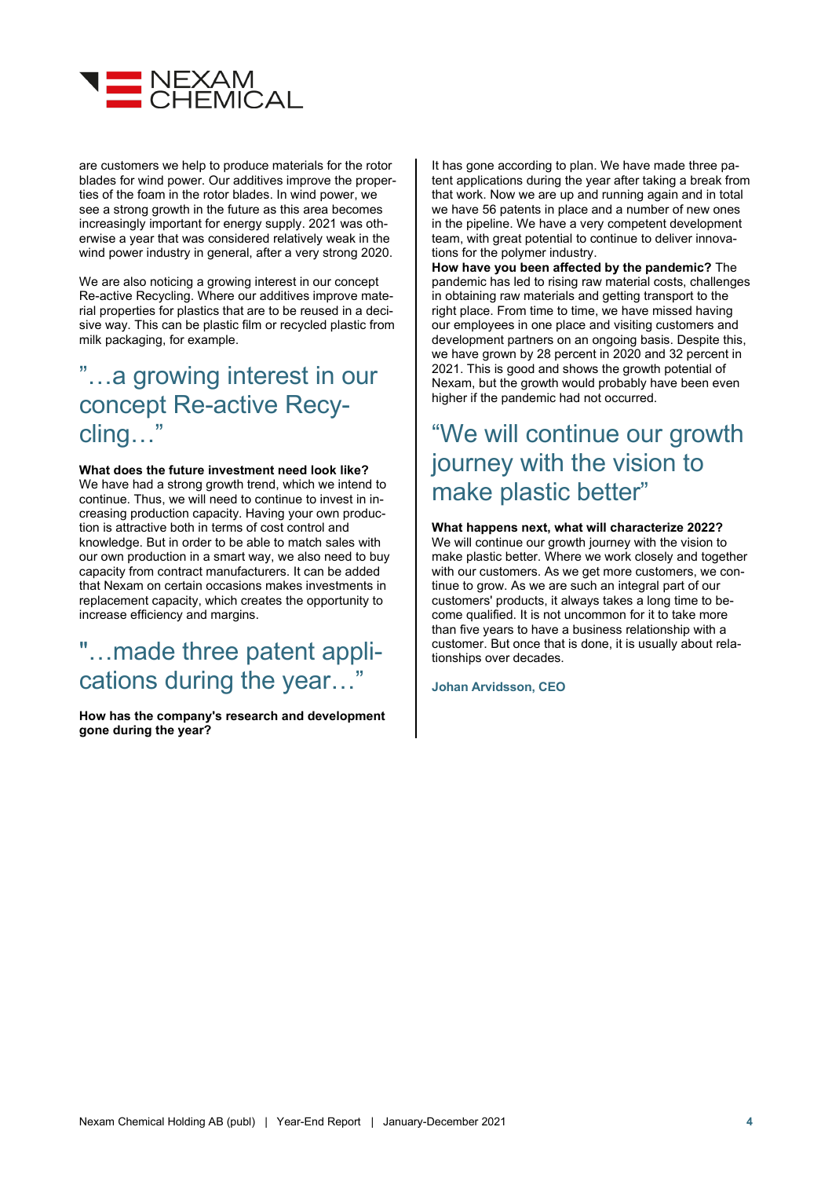are customers we help to produce materials for the rotor blades for wind power. Our additives improve the properties of the foam in the rotor blades. In wind power, we see a strong growth in the future as this area becomes increasingly important for energy supply. 2021 was otherwise a year that was considered relatively weak in the wind power industry in general, after a very strong 2020.

We are also noticing a growing interest in our concept Re-active Recycling. Where our additives improve material properties for plastics that are to be reused in a decisive way. This can be plastic film or recycled plastic from milk packaging, for example.

## ”…a growing interest in our concept Re-active Recycling…”

**What does the future investment need look like?** We have had a strong growth trend, which we intend to continue. Thus, we will need to continue to invest in increasing production capacity. Having your own production is attractive both in terms of cost control and knowledge. But in order to be able to match sales with our own production in a smart way, we also need to buy capacity from contract manufacturers. It can be added that Nexam on certain occasions makes investments in replacement capacity, which creates the opportunity to increase efficiency and margins.

## "…made three patent applications during the year…"

**How has the company's research and development gone during the year?**

It has gone according to plan. We have made three patent applications during the year after taking a break from that work. Now we are up and running again and in total we have 56 patents in place and a number of new ones in the pipeline. We have a very competent development team, with great potential to continue to deliver innovations for the polymer industry.

**How have you been affected by the pandemic?** The pandemic has led to rising raw material costs, challenges in obtaining raw materials and getting transport to the right place. From time to time, we have missed having our employees in one place and visiting customers and development partners on an ongoing basis. Despite this, we have grown by 28 percent in 2020 and 32 percent in 2021. This is good and shows the growth potential of Nexam, but the growth would probably have been even higher if the pandemic had not occurred.

## “We will continue our growth journey with the vision to make plastic better”

**What happens next, what will characterize 2022?** We will continue our growth journey with the vision to make plastic better. Where we work closely and together with our customers. As we get more customers, we continue to grow. As we are such an integral part of our customers' products, it always takes a long time to become qualified. It is not uncommon for it to take more than five years to have a business relationship with a customer. But once that is done, it is usually about relationships over decades.

**Johan Arvidsson, CEO**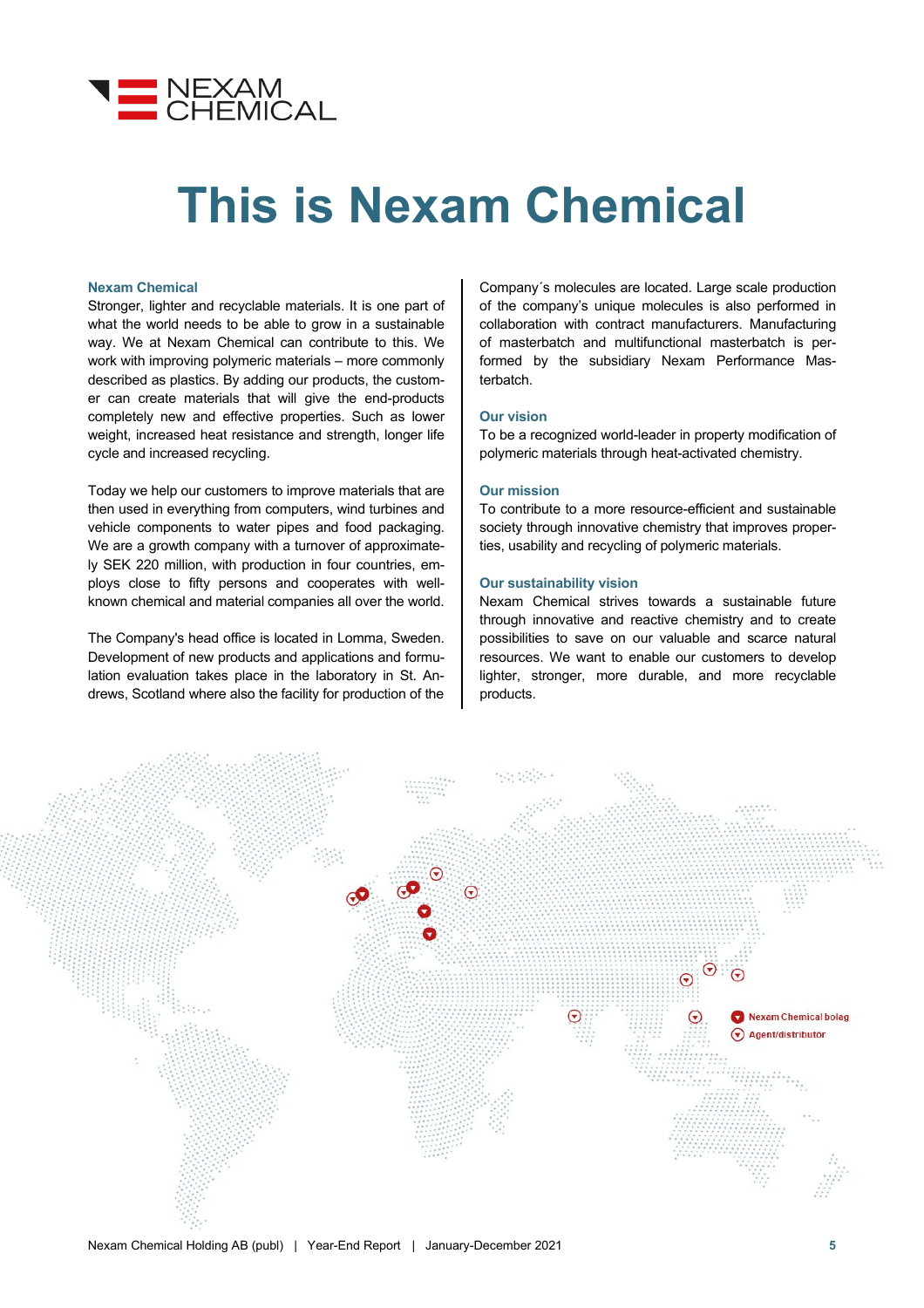# This is Nexam Chemical

### Nexam Chemical

Stronger, lighter and recyclable materials. It is one part of what the world needs to be able to grow in a sustainable way. We at Nexam Chemical can contribute to this. We work with improving polymeric materials – more commonly described as plastics. By adding our products, the customer can create materials that will give the end-products completely new and effective properties. Such as lower weight, increased heat resistance and strength, longer life cycle and increased recycling.

Today we help our customers to improve materials that are then used in everything from computers, wind turbines and vehicle components to water pipes and food packaging. We are a growth company with a turnover of approximately SEK 220 million, with production in four countries, employs close to fifty persons and cooperates with well-known chemical and material companies all over the world.

The Company's head office is located in Lomma, Sweden. Development of new products and applications and formulation evaluation takes place in the laboratory in St. Andrews, Scotland where also the facility for production of the Company´s molecules are located. Large scale production of the company's unique molecules is also performed in collaboration with contract manufacturers. Manufacturing of masterbatch and multifunctional masterbatch is performed by the subsidiary Nexam Performance Masterbatch.

### Our vision

To be a recognized world-leader in property modification of polymeric materials through heat-activated chemistry.

### Our mission

To contribute to a more resource-efficient and sustainable society through innovative chemistry that improves properties, usability and recycling of polymeric materials.

### Our sustainability vision

Nexam Chemical strives towards a sustainable future through innovative and reactive chemistry and to create possibilities to save on our valuable and scarce natural resources. We want to enable our customers to develop lighter, stronger, more durable, and more recyclable products.

Nexam Chemical bolag
Agent/distributor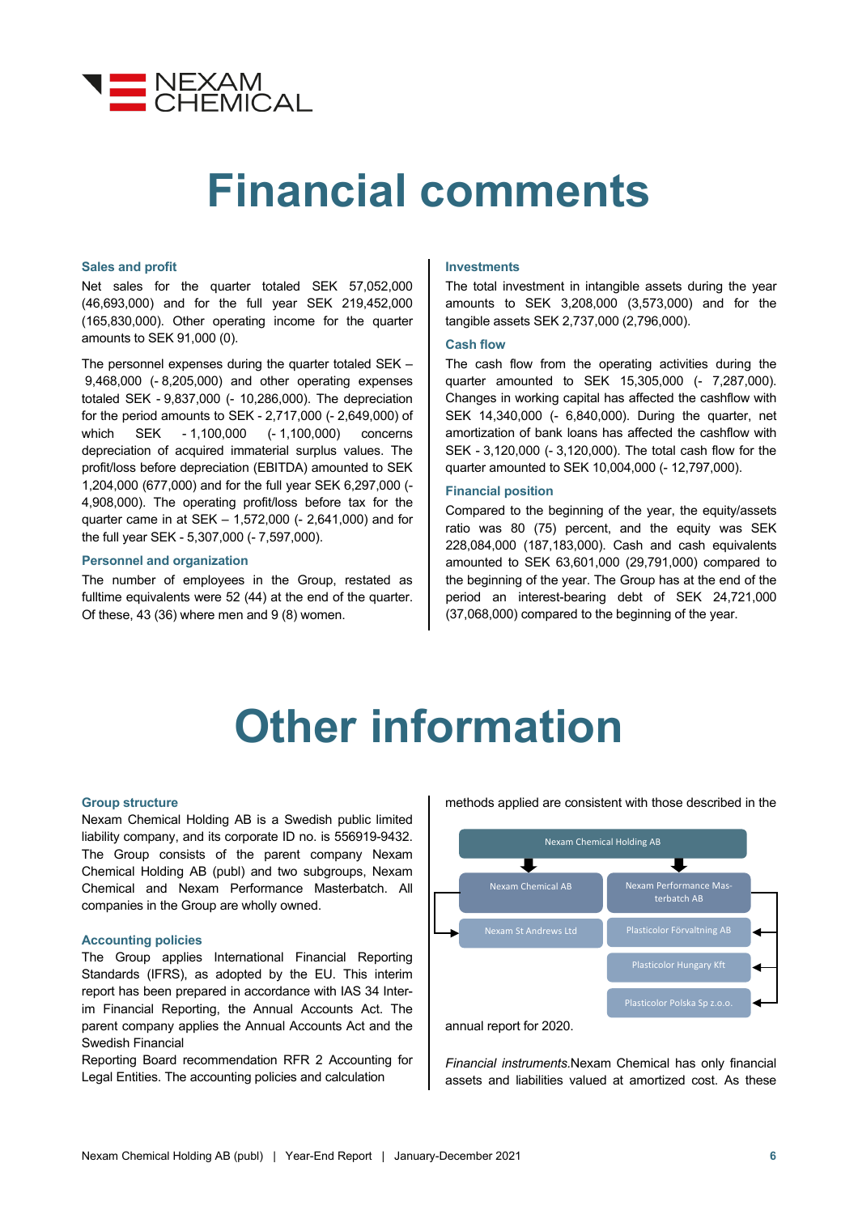# Financial comments

### Sales and profit

Net sales for the quarter totaled SEK 57,052,000 (46,693,000) and for the full year SEK 219,452,000 (165,830,000). Other operating income for the quarter amounts to SEK 91,000 (0).

The personnel expenses during the quarter totaled SEK – 9,468,000 (- 8,205,000) and other operating expenses totaled SEK - 9,837,000 (- 10,286,000). The depreciation for the period amounts to SEK - 2,717,000 (- 2,649,000) of which SEK - 1,100,000 (- 1,100,000) concerns depreciation of acquired immaterial surplus values. The profit/loss before depreciation (EBITDA) amounted to SEK 1,204,000 (677,000) and for the full year SEK 6,297,000 (- 4,908,000). The operating profit/loss before tax for the quarter came in at SEK – 1,572,000 (- 2,641,000) and for the full year SEK - 5,307,000 (- 7,597,000).

### Personnel and organization

The number of employees in the Group, restated as fulltime equivalents were 52 (44) at the end of the quarter. Of these, 43 (36) where men and 9 (8) women.

### Investments

The total investment in intangible assets during the year amounts to SEK 3,208,000 (3,573,000) and for the tangible assets SEK 2,737,000 (2,796,000).

### Cash flow

The cash flow from the operating activities during the quarter amounted to SEK 15,305,000 (- 7,287,000). Changes in working capital has affected the cashflow with SEK 14,340,000 (- 6,840,000). During the quarter, net amortization of bank loans has affected the cashflow with SEK - 3,120,000 (- 3,120,000). The total cash flow for the quarter amounted to SEK 10,004,000 (- 12,797,000).

### Financial position

Compared to the beginning of the year, the equity/assets ratio was 80 (75) percent, and the equity was SEK 228,084,000 (187,183,000). Cash and cash equivalents amounted to SEK 63,601,000 (29,791,000) compared to the beginning of the year. The Group has at the end of the period an interest-bearing debt of SEK 24,721,000 (37,068,000) compared to the beginning of the year.

# Other information

### Group structure

Nexam Chemical Holding AB is a Swedish public limited liability company, and its corporate ID no. is 556919-9432. The Group consists of the parent company Nexam Chemical Holding AB (publ) and two subgroups, Nexam Chemical and Nexam Performance Masterbatch. All companies in the Group are wholly owned.

- Nexam Chemical Holding AB
  - Nexam Chemical AB
    - Nexam St Andrews Ltd
  - Nexam Performance Masterbatch AB
    - Plasticolor Förvaltning AB
    - Plasticolor Hungary Kft
    - Plasticolor Polska Sp z.o.o.

### Accounting policies

The Group applies International Financial Reporting Standards (IFRS), as adopted by the EU. This interim report has been prepared in accordance with IAS 34 Interim Financial Reporting, the Annual Accounts Act. The parent company applies the Annual Accounts Act and the Swedish Financial Reporting Board recommendation RFR 2 Accounting for Legal Entities. The accounting policies and calculation methods applied are consistent with those described in the annual report for 2020.

*Financial instruments.* Nexam Chemical has only financial assets and liabilities valued at amortized cost. As these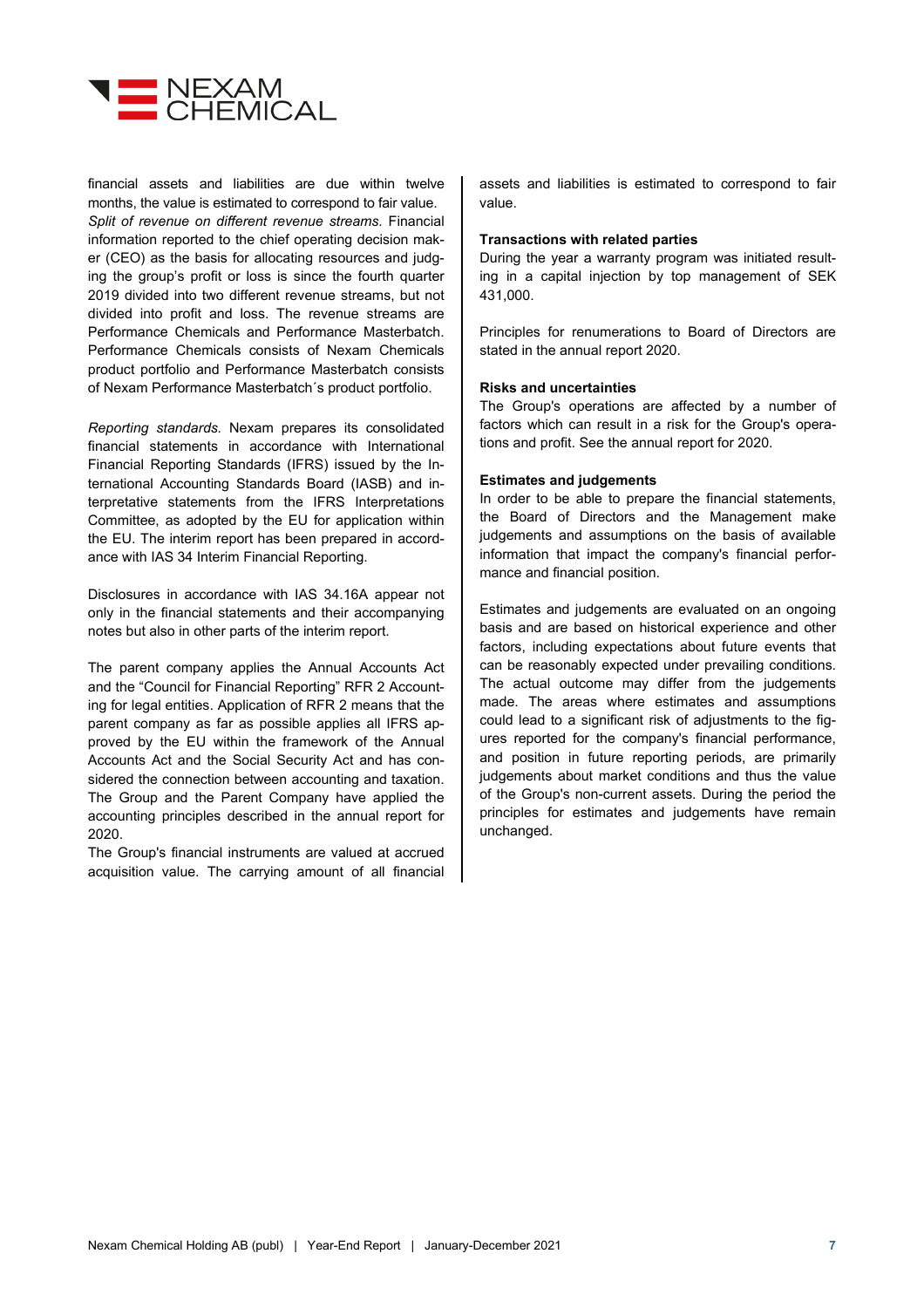financial assets and liabilities are due within twelve months, the value is estimated to correspond to fair value.
*Split of revenue on different revenue streams.* Financial information reported to the chief operating decision maker (CEO) as the basis for allocating resources and judging the group's profit or loss is since the fourth quarter 2019 divided into two different revenue streams, but not divided into profit and loss. The revenue streams are Performance Chemicals and Performance Masterbatch. Performance Chemicals consists of Nexam Chemicals product portfolio and Performance Masterbatch consists of Nexam Performance Masterbatch´s product portfolio.

*Reporting standards.* Nexam prepares its consolidated financial statements in accordance with International Financial Reporting Standards (IFRS) issued by the International Accounting Standards Board (IASB) and interpretative statements from the IFRS Interpretations Committee, as adopted by the EU for application within the EU. The interim report has been prepared in accordance with IAS 34 Interim Financial Reporting.

Disclosures in accordance with IAS 34.16A appear not only in the financial statements and their accompanying notes but also in other parts of the interim report.

The parent company applies the Annual Accounts Act and the "Council for Financial Reporting" RFR 2 Accounting for legal entities. Application of RFR 2 means that the parent company as far as possible applies all IFRS approved by the EU within the framework of the Annual Accounts Act and the Social Security Act and has considered the connection between accounting and taxation. The Group and the Parent Company have applied the accounting principles described in the annual report for 2020.
The Group's financial instruments are valued at accrued acquisition value. The carrying amount of all financial assets and liabilities is estimated to correspond to fair value.

**Transactions with related parties**
During the year a warranty program was initiated resulting in a capital injection by top management of SEK 431,000.

Principles for renumerations to Board of Directors are stated in the annual report 2020.

**Risks and uncertainties**
The Group's operations are affected by a number of factors which can result in a risk for the Group's operations and profit. See the annual report for 2020.

**Estimates and judgements**
In order to be able to prepare the financial statements, the Board of Directors and the Management make judgements and assumptions on the basis of available information that impact the company's financial performance and financial position.

Estimates and judgements are evaluated on an ongoing basis and are based on historical experience and other factors, including expectations about future events that can be reasonably expected under prevailing conditions. The actual outcome may differ from the judgements made. The areas where estimates and assumptions could lead to a significant risk of adjustments to the figures reported for the company's financial performance, and position in future reporting periods, are primarily judgements about market conditions and thus the value of the Group's non-current assets. During the period the principles for estimates and judgements have remain unchanged.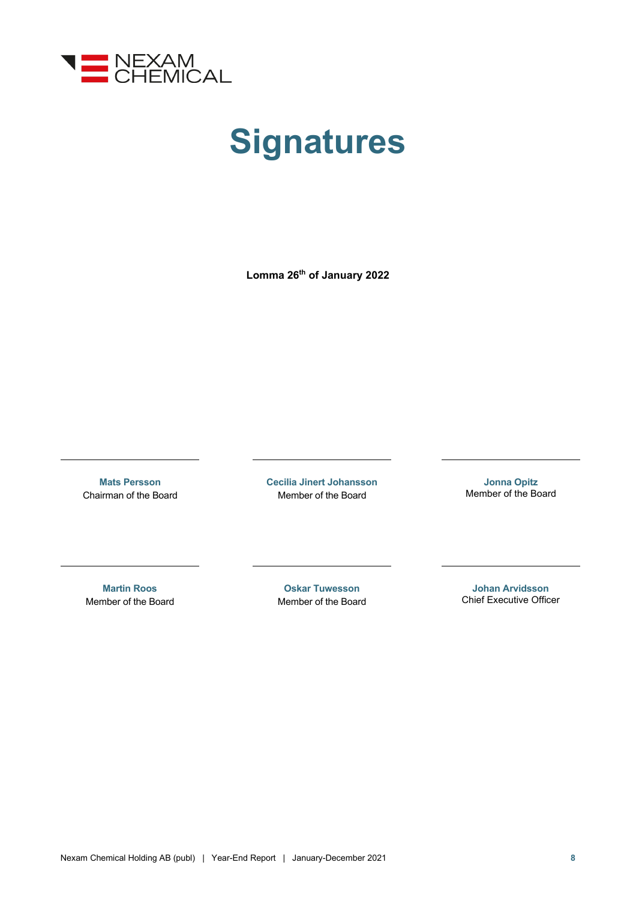# Signatures

**Lomma 26th of January 2022**

| | | |
|---|---|---|
| **Mats Persson**<br>Chairman of the Board | **Cecilia Jinert Johansson**<br>Member of the Board | **Jonna Opitz**<br>Member of the Board |
| **Martin Roos**<br>Member of the Board | **Oskar Tuwesson**<br>Member of the Board | **Johan Arvidsson**<br>Chief Executive Officer |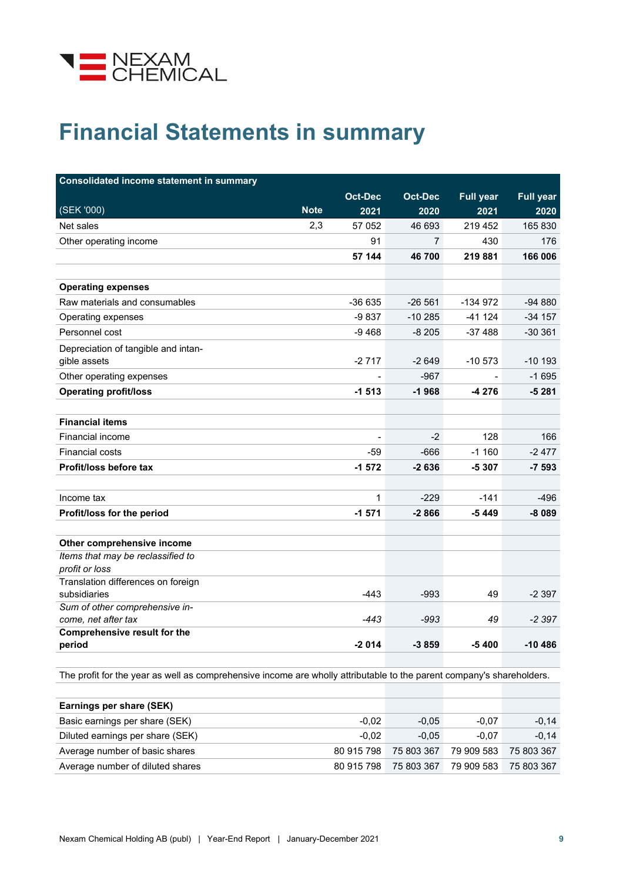# Financial Statements in summary

| Consolidated income statement in summary | | | | | |
|---|---|---|---|---|---|
| (SEK '000) | Note | Oct-Dec 2021 | Oct-Dec 2020 | Full year 2021 | Full year 2020 |
| Net sales | 2,3 | 57 052 | 46 693 | 219 452 | 165 830 |
| Other operating income | | 91 | 7 | 430 | 176 |
| | | **57 144** | **46 700** | **219 881** | **166 006** |
| | | | | | |
| **Operating expenses** | | | | | |
| Raw materials and consumables | | -36 635 | -26 561 | -134 972 | -94 880 |
| Operating expenses | | -9 837 | -10 285 | -41 124 | -34 157 |
| Personnel cost | | -9 468 | -8 205 | -37 488 | -30 361 |
| Depreciation of tangible and intangible assets | | -2 717 | -2 649 | -10 573 | -10 193 |
| Other operating expenses | | - | -967 | - | -1 695 |
| **Operating profit/loss** | | **-1 513** | **-1 968** | **-4 276** | **-5 281** |
| | | | | | |
| **Financial items** | | | | | |
| Financial income | | - | -2 | 128 | 166 |
| Financial costs | | -59 | -666 | -1 160 | -2 477 |
| **Profit/loss before tax** | | **-1 572** | **-2 636** | **-5 307** | **-7 593** |
| | | | | | |
| Income tax | | 1 | -229 | -141 | -496 |
| **Profit/loss for the period** | | **-1 571** | **-2 866** | **-5 449** | **-8 089** |
| | | | | | |
| **Other comprehensive income** | | | | | |
| *Items that may be reclassified to profit or loss* | | | | | |
| Translation differences on foreign subsidiaries | | -443 | -993 | 49 | -2 397 |
| *Sum of other comprehensive income, net after tax* | | *-443* | *-993* | *49* | *-2 397* |
| **Comprehensive result for the period** | | **-2 014** | **-3 859** | **-5 400** | **-10 486** |

The profit for the year as well as comprehensive income are wholly attributable to the parent company's shareholders.

| **Earnings per share (SEK)** | | | | |
|---|---|---|---|---|
| Basic earnings per share (SEK) | -0,02 | -0,05 | -0,07 | -0,14 |
| Diluted earnings per share (SEK) | -0,02 | -0,05 | -0,07 | -0,14 |
| Average number of basic shares | 80 915 798 | 75 803 367 | 79 909 583 | 75 803 367 |
| Average number of diluted shares | 80 915 798 | 75 803 367 | 79 909 583 | 75 803 367 |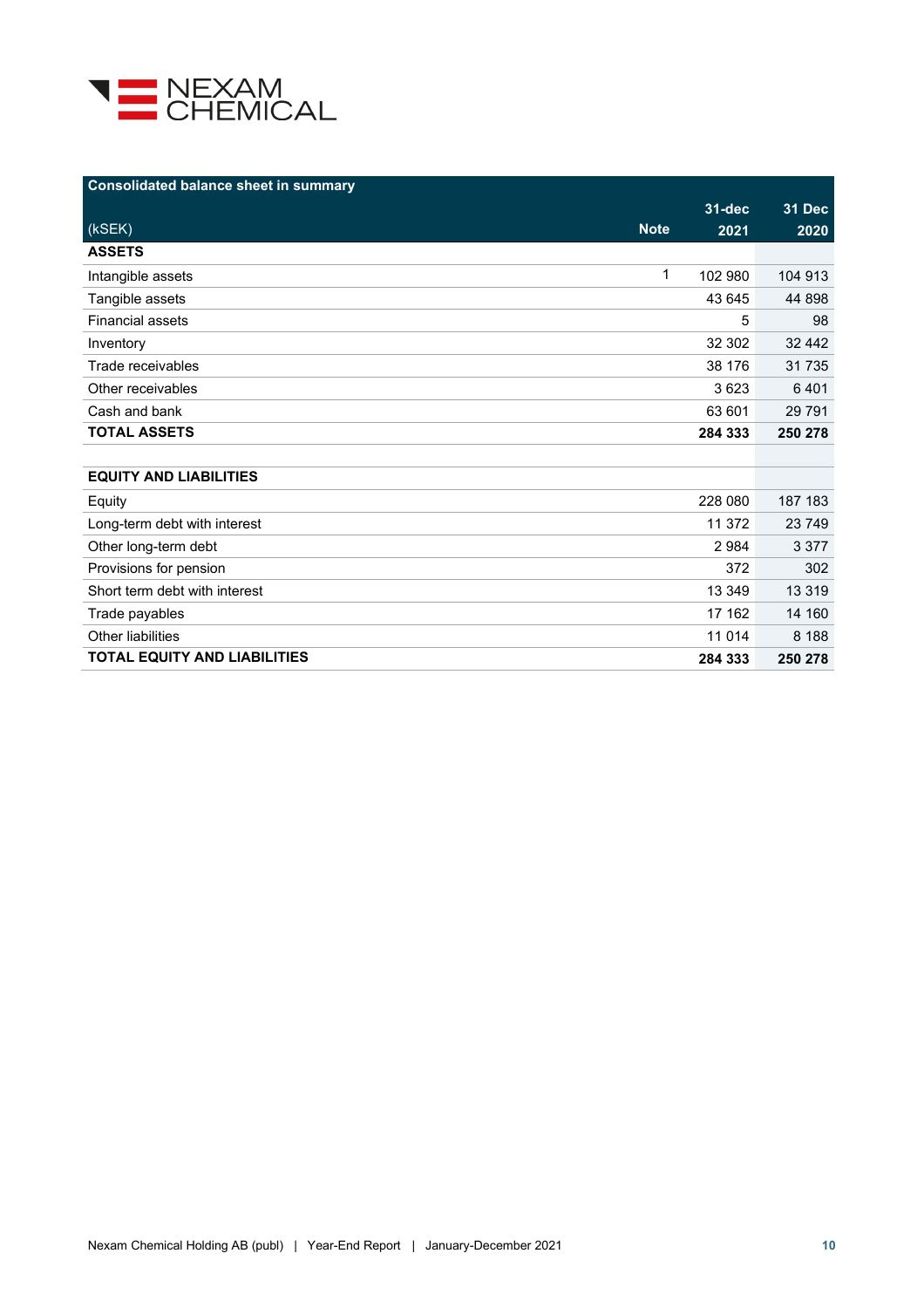## Consolidated balance sheet in summary

| (kSEK) | Note | 31-dec 2021 | 31 Dec 2020 |
|---|---|---|---|
| **ASSETS** | | | |
| Intangible assets | 1 | 102 980 | 104 913 |
| Tangible assets | | 43 645 | 44 898 |
| Financial assets | | 5 | 98 |
| Inventory | | 32 302 | 32 442 |
| Trade receivables | | 38 176 | 31 735 |
| Other receivables | | 3 623 | 6 401 |
| Cash and bank | | 63 601 | 29 791 |
| **TOTAL ASSETS** | | **284 333** | **250 278** |
| | | | |
| **EQUITY AND LIABILITIES** | | | |
| Equity | | 228 080 | 187 183 |
| Long-term debt with interest | | 11 372 | 23 749 |
| Other long-term debt | | 2 984 | 3 377 |
| Provisions for pension | | 372 | 302 |
| Short term debt with interest | | 13 349 | 13 319 |
| Trade payables | | 17 162 | 14 160 |
| Other liabilities | | 11 014 | 8 188 |
| **TOTAL EQUITY AND LIABILITIES** | | **284 333** | **250 278** |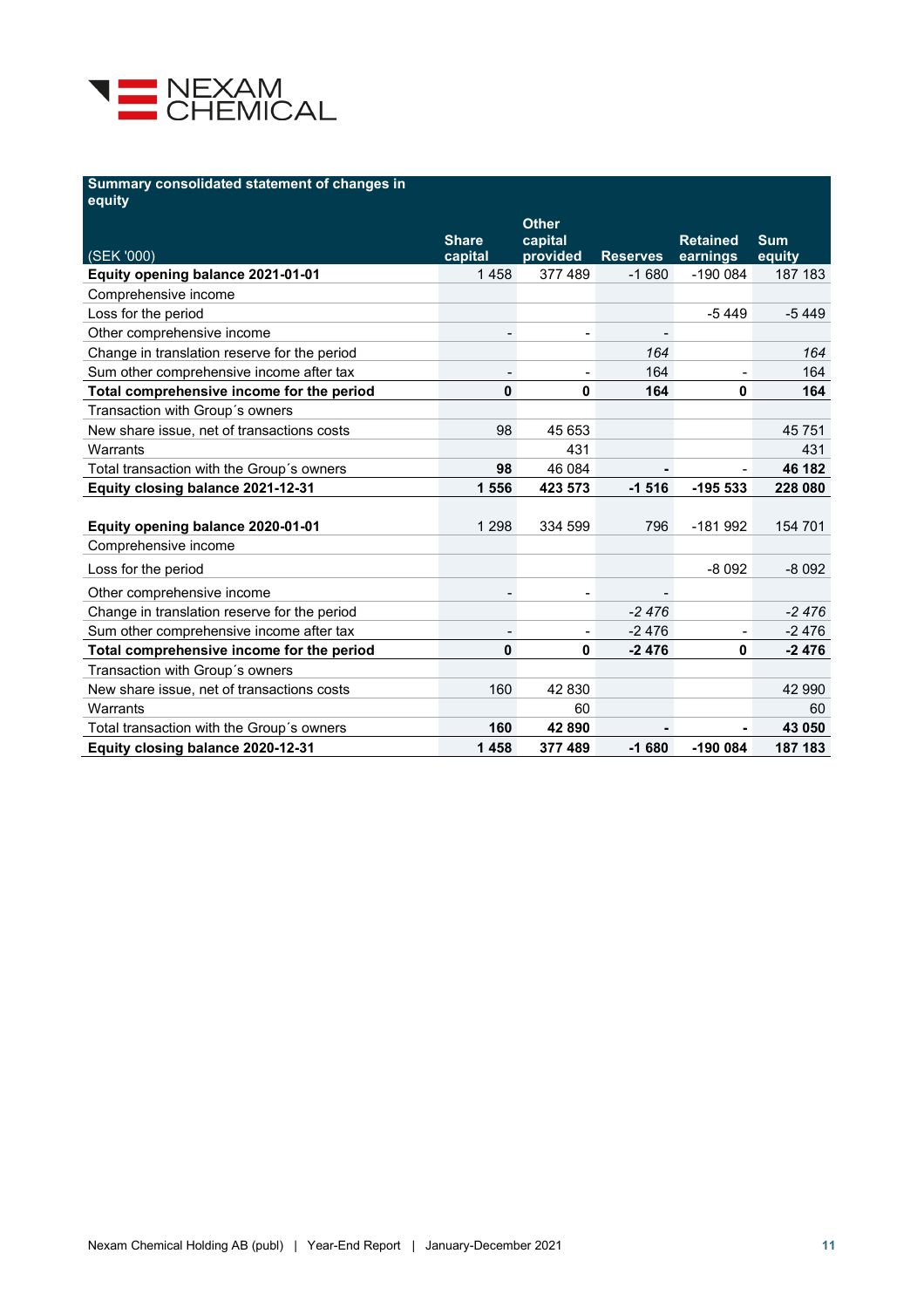## Summary consolidated statement of changes in equity

| (SEK '000) | Share capital | Other capital provided | Reserves | Retained earnings | Sum equity |
|---|---|---|---|---|---|
| **Equity opening balance 2021-01-01** | 1 458 | 377 489 | -1 680 | -190 084 | 187 183 |
| Comprehensive income | | | | | |
| Loss for the period | | | | -5 449 | -5 449 |
| Other comprehensive income | - | - | - | | |
| Change in translation reserve for the period | | | *164* | | *164* |
| Sum other comprehensive income after tax | - | - | 164 | - | 164 |
| **Total comprehensive income for the period** | **0** | **0** | **164** | **0** | **164** |
| Transaction with Group´s owners | | | | | |
| New share issue, net of transactions costs | 98 | 45 653 | | | 45 751 |
| Warrants | | 431 | | | 431 |
| Total transaction with the Group´s owners | **98** | 46 084 | **-** | - | **46 182** |
| **Equity closing balance 2021-12-31** | **1 556** | **423 573** | **-1 516** | **-195 533** | **228 080** |
| | | | | | |
| **Equity opening balance 2020-01-01** | 1 298 | 334 599 | 796 | -181 992 | 154 701 |
| Comprehensive income | | | | | |
| Loss for the period | | | | -8 092 | -8 092 |
| Other comprehensive income | - | - | - | | |
| Change in translation reserve for the period | | | *-2 476* | | *-2 476* |
| Sum other comprehensive income after tax | - | - | -2 476 | - | -2 476 |
| **Total comprehensive income for the period** | **0** | **0** | **-2 476** | **0** | **-2 476** |
| Transaction with Group´s owners | | | | | |
| New share issue, net of transactions costs | 160 | 42 830 | | | 42 990 |
| Warrants | | 60 | | | 60 |
| Total transaction with the Group´s owners | **160** | **42 890** | **-** | **-** | **43 050** |
| **Equity closing balance 2020-12-31** | **1 458** | **377 489** | **-1 680** | **-190 084** | **187 183** |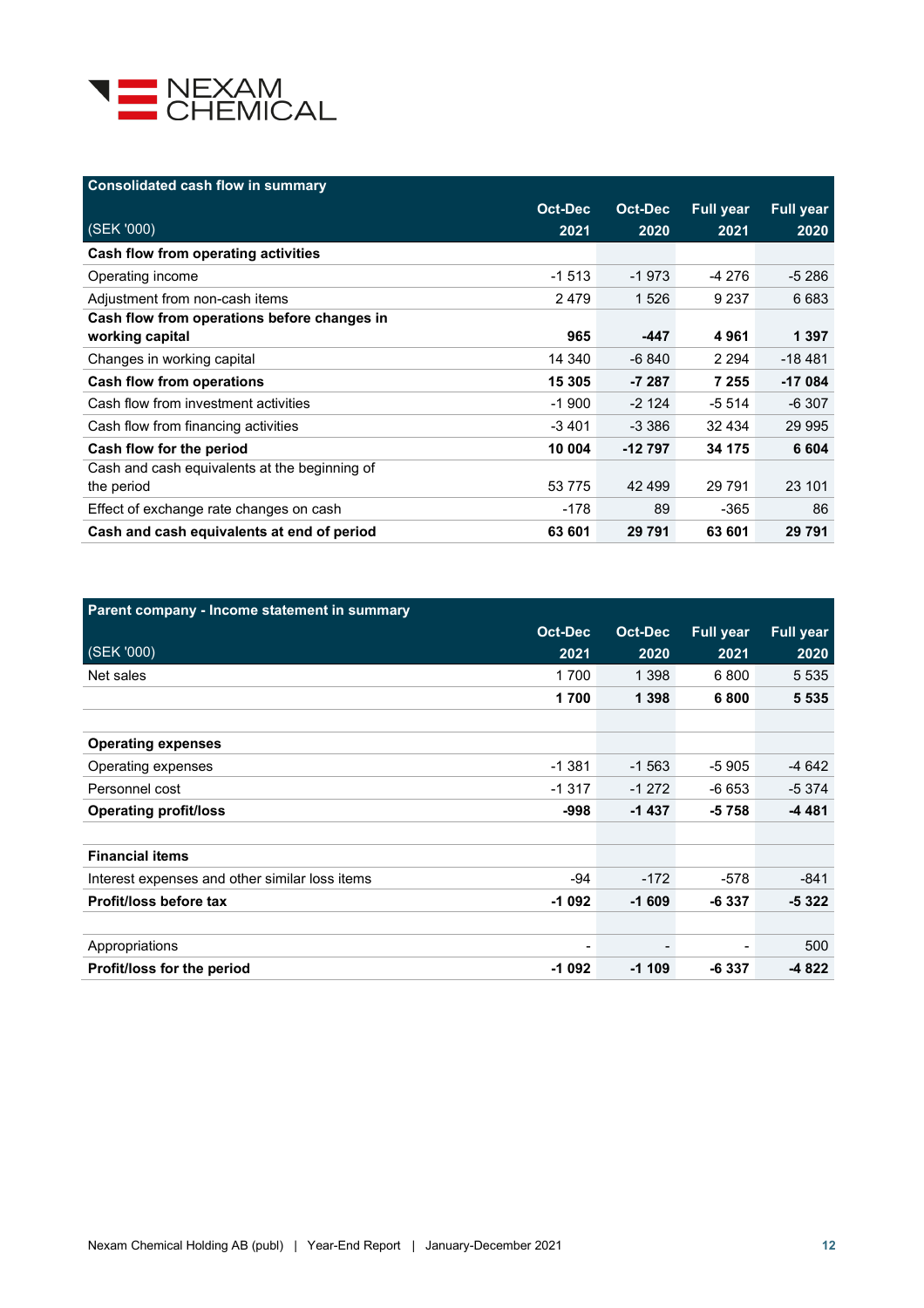## Consolidated cash flow in summary

| (SEK '000) | Oct-Dec 2021 | Oct-Dec 2020 | Full year 2021 | Full year 2020 |
|---|---|---|---|---|
| **Cash flow from operating activities** | | | | |
| Operating income | -1 513 | -1 973 | -4 276 | -5 286 |
| Adjustment from non-cash items | 2 479 | 1 526 | 9 237 | 6 683 |
| **Cash flow from operations before changes in working capital** | **965** | **-447** | **4 961** | **1 397** |
| Changes in working capital | 14 340 | -6 840 | 2 294 | -18 481 |
| **Cash flow from operations** | **15 305** | **-7 287** | **7 255** | **-17 084** |
| Cash flow from investment activities | -1 900 | -2 124 | -5 514 | -6 307 |
| Cash flow from financing activities | -3 401 | -3 386 | 32 434 | 29 995 |
| **Cash flow for the period** | **10 004** | **-12 797** | **34 175** | **6 604** |
| Cash and cash equivalents at the beginning of the period | 53 775 | 42 499 | 29 791 | 23 101 |
| Effect of exchange rate changes on cash | -178 | 89 | -365 | 86 |
| **Cash and cash equivalents at end of period** | **63 601** | **29 791** | **63 601** | **29 791** |

## Parent company - Income statement in summary

| (SEK '000) | Oct-Dec 2021 | Oct-Dec 2020 | Full year 2021 | Full year 2020 |
|---|---|---|---|---|
| Net sales | 1 700 | 1 398 | 6 800 | 5 535 |
| | **1 700** | **1 398** | **6 800** | **5 535** |
| | | | | |
| **Operating expenses** | | | | |
| Operating expenses | -1 381 | -1 563 | -5 905 | -4 642 |
| Personnel cost | -1 317 | -1 272 | -6 653 | -5 374 |
| **Operating profit/loss** | **-998** | **-1 437** | **-5 758** | **-4 481** |
| | | | | |
| **Financial items** | | | | |
| Interest expenses and other similar loss items | -94 | -172 | -578 | -841 |
| **Profit/loss before tax** | **-1 092** | **-1 609** | **-6 337** | **-5 322** |
| | | | | |
| Appropriations | - | - | - | 500 |
| **Profit/loss for the period** | **-1 092** | **-1 109** | **-6 337** | **-4 822** |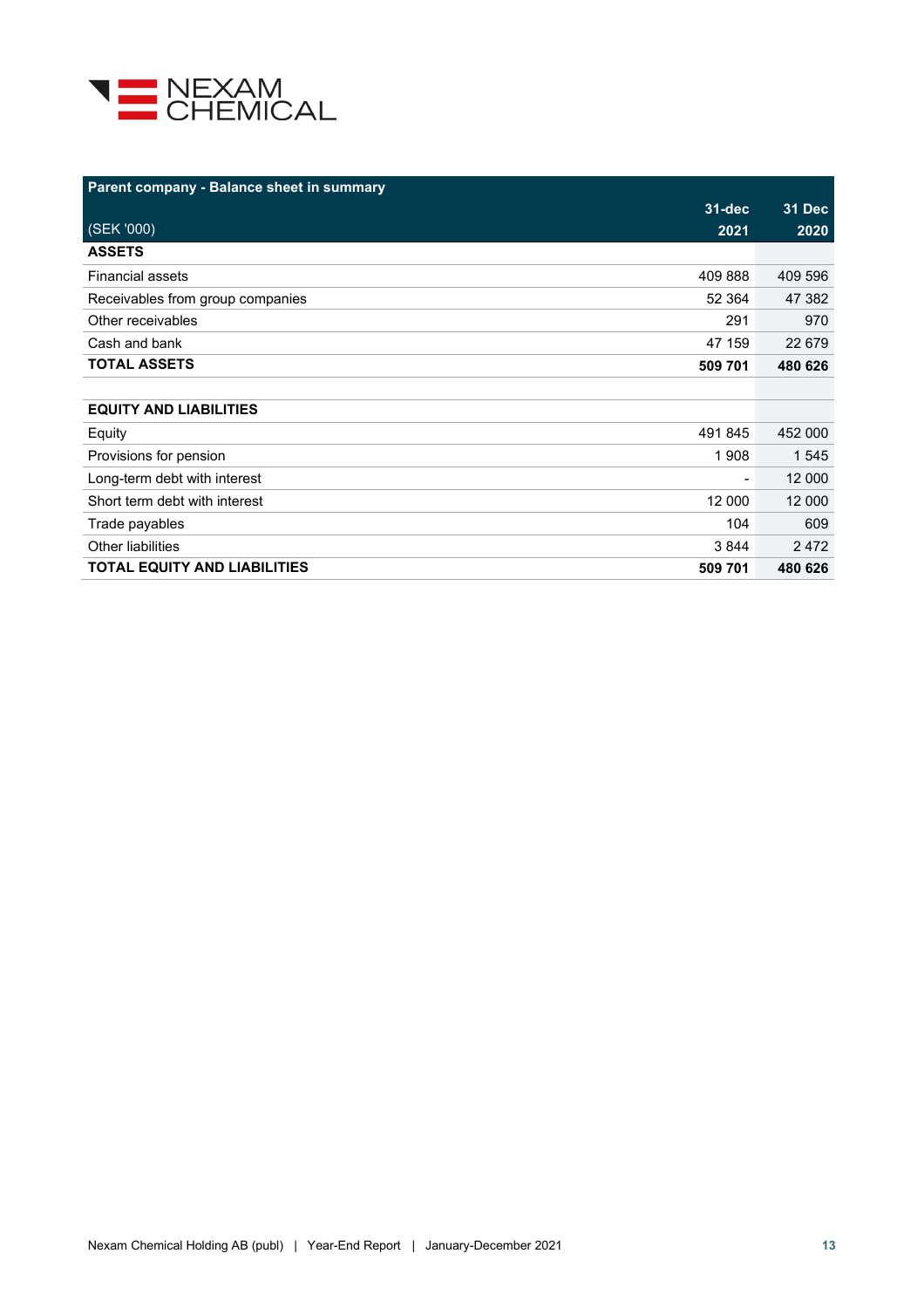| Parent company - Balance sheet in summary | | |
|---|---|---|
| (SEK '000) | 31-dec 2021 | 31 Dec 2020 |
| **ASSETS** | | |
| Financial assets | 409 888 | 409 596 |
| Receivables from group companies | 52 364 | 47 382 |
| Other receivables | 291 | 970 |
| Cash and bank | 47 159 | 22 679 |
| **TOTAL ASSETS** | **509 701** | **480 626** |
| | | |
| **EQUITY AND LIABILITIES** | | |
| Equity | 491 845 | 452 000 |
| Provisions for pension | 1 908 | 1 545 |
| Long-term debt with interest | - | 12 000 |
| Short term debt with interest | 12 000 | 12 000 |
| Trade payables | 104 | 609 |
| Other liabilities | 3 844 | 2 472 |
| **TOTAL EQUITY AND LIABILITIES** | **509 701** | **480 626** |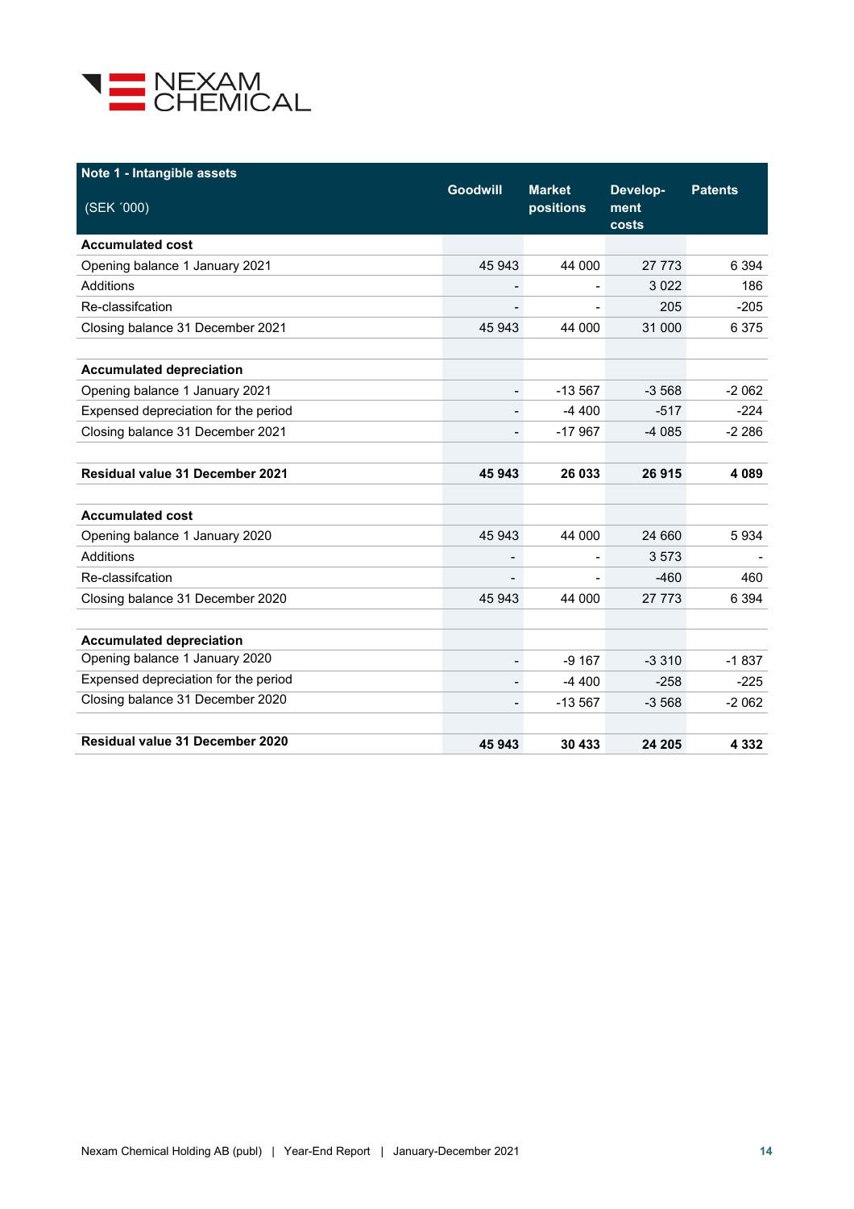| Note 1 - Intangible assets (SEK ´000) | Goodwill | Market positions | Develop-ment costs | Patents |
|---|---|---|---|---|
| **Accumulated cost** | | | | |
| Opening balance 1 January 2021 | 45 943 | 44 000 | 27 773 | 6 394 |
| Additions | - | - | 3 022 | 186 |
| Re-classifcation | - | - | 205 | -205 |
| Closing balance 31 December 2021 | 45 943 | 44 000 | 31 000 | 6 375 |
| | | | | |
| **Accumulated depreciation** | | | | |
| Opening balance 1 January 2021 | - | -13 567 | -3 568 | -2 062 |
| Expensed depreciation for the period | - | -4 400 | -517 | -224 |
| Closing balance 31 December 2021 | - | -17 967 | -4 085 | -2 286 |
| | | | | |
| **Residual value 31 December 2021** | **45 943** | **26 033** | **26 915** | **4 089** |
| | | | | |
| **Accumulated cost** | | | | |
| Opening balance 1 January 2020 | 45 943 | 44 000 | 24 660 | 5 934 |
| Additions | - | - | 3 573 | - |
| Re-classifcation | - | - | -460 | 460 |
| Closing balance 31 December 2020 | 45 943 | 44 000 | 27 773 | 6 394 |
| | | | | |
| **Accumulated depreciation** | | | | |
| Opening balance 1 January 2020 | - | -9 167 | -3 310 | -1 837 |
| Expensed depreciation for the period | - | -4 400 | -258 | -225 |
| Closing balance 31 December 2020 | - | -13 567 | -3 568 | -2 062 |
| | | | | |
| **Residual value 31 December 2020** | **45 943** | **30 433** | **24 205** | **4 332** |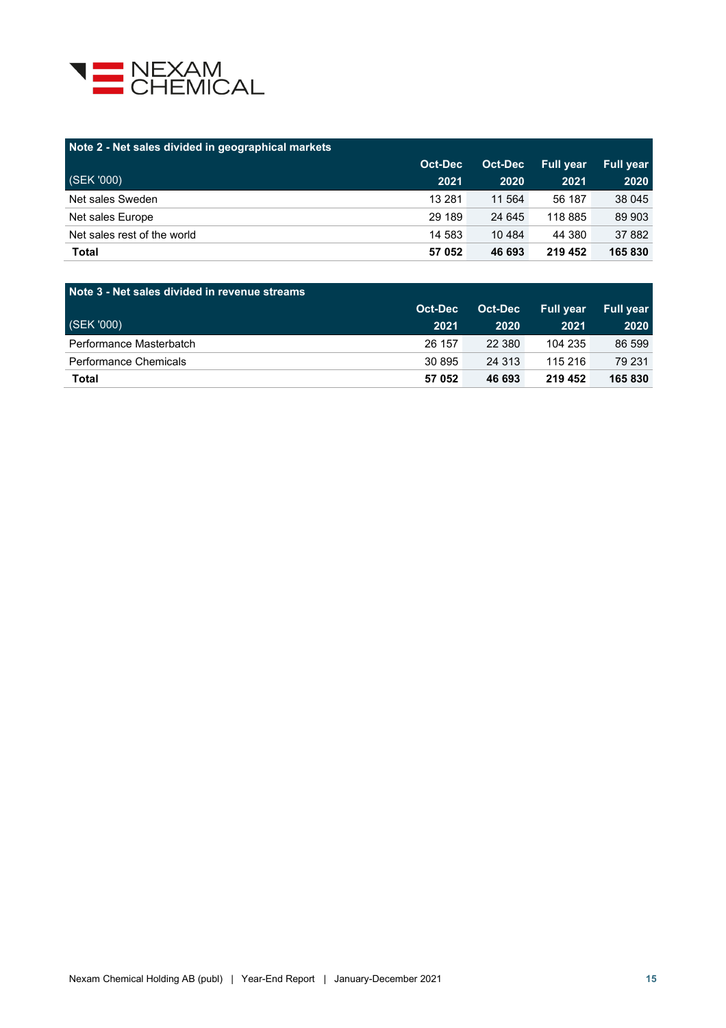| Note 2 - Net sales divided in geographical markets | | | | |
|---|---|---|---|---|
| | Oct-Dec | Oct-Dec | Full year | Full year |
| (SEK '000) | 2021 | 2020 | 2021 | 2020 |
| Net sales Sweden | 13 281 | 11 564 | 56 187 | 38 045 |
| Net sales Europe | 29 189 | 24 645 | 118 885 | 89 903 |
| Net sales rest of the world | 14 583 | 10 484 | 44 380 | 37 882 |
| **Total** | **57 052** | **46 693** | **219 452** | **165 830** |

| Note 3 - Net sales divided in revenue streams | | | | |
|---|---|---|---|---|
| | Oct-Dec | Oct-Dec | Full year | Full year |
| (SEK '000) | 2021 | 2020 | 2021 | 2020 |
| Performance Masterbatch | 26 157 | 22 380 | 104 235 | 86 599 |
| Performance Chemicals | 30 895 | 24 313 | 115 216 | 79 231 |
| **Total** | **57 052** | **46 693** | **219 452** | **165 830** |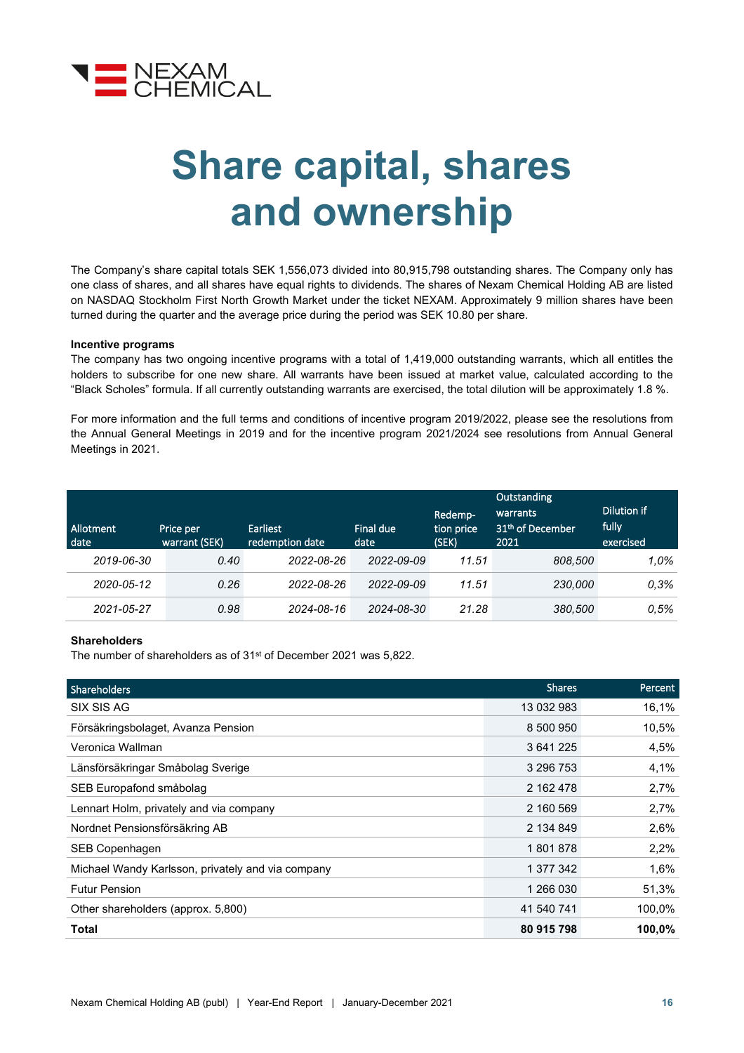# Share capital, shares and ownership

The Company's share capital totals SEK 1,556,073 divided into 80,915,798 outstanding shares. The Company only has one class of shares, and all shares have equal rights to dividends. The shares of Nexam Chemical Holding AB are listed on NASDAQ Stockholm First North Growth Market under the ticket NEXAM. Approximately 9 million shares have been turned during the quarter and the average price during the period was SEK 10.80 per share.

**Incentive programs**

The company has two ongoing incentive programs with a total of 1,419,000 outstanding warrants, which all entitles the holders to subscribe for one new share. All warrants have been issued at market value, calculated according to the "Black Scholes" formula. If all currently outstanding warrants are exercised, the total dilution will be approximately 1.8 %.

For more information and the full terms and conditions of incentive program 2019/2022, please see the resolutions from the Annual General Meetings in 2019 and for the incentive program 2021/2024 see resolutions from Annual General Meetings in 2021.

| Allotment date | Price per warrant (SEK) | Earliest redemption date | Final due date | Redemption price (SEK) | Outstanding warrants 31th of December 2021 | Dilution if fully exercised |
|---|---|---|---|---|---|---|
| *2019-06-30* | *0.40* | *2022-08-26* | *2022-09-09* | *11.51* | *808,500* | *1,0%* |
| *2020-05-12* | *0.26* | *2022-08-26* | *2022-09-09* | *11.51* | *230,000* | *0,3%* |
| *2021-05-27* | *0.98* | *2024-08-16* | *2024-08-30* | *21.28* | *380,500* | *0,5%* |

**Shareholders**

The number of shareholders as of 31st of December 2021 was 5,822.

| Shareholders | Shares | Percent |
|---|---|---|
| SIX SIS AG | 13 032 983 | 16,1% |
| Försäkringsbolaget, Avanza Pension | 8 500 950 | 10,5% |
| Veronica Wallman | 3 641 225 | 4,5% |
| Länsförsäkringar Småbolag Sverige | 3 296 753 | 4,1% |
| SEB Europafond småbolag | 2 162 478 | 2,7% |
| Lennart Holm, privately and via company | 2 160 569 | 2,7% |
| Nordnet Pensionsförsäkring AB | 2 134 849 | 2,6% |
| SEB Copenhagen | 1 801 878 | 2,2% |
| Michael Wandy Karlsson, privately and via company | 1 377 342 | 1,6% |
| Futur Pension | 1 266 030 | 51,3% |
| Other shareholders (approx. 5,800) | 41 540 741 | 100,0% |
| **Total** | **80 915 798** | **100,0%** |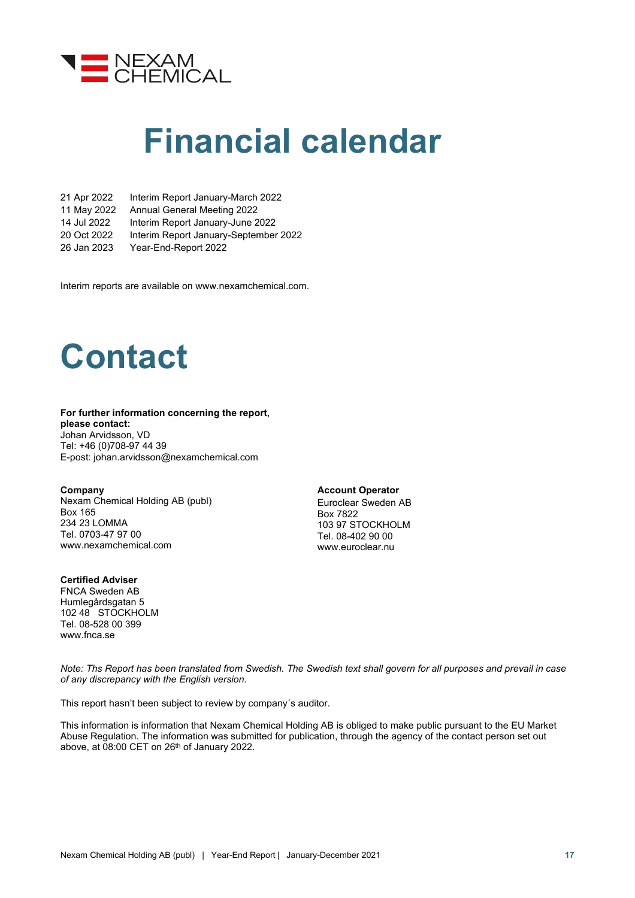NEXAM CHEMICAL

# Financial calendar

| | |
|---|---|
| 21 Apr 2022 | Interim Report January-March 2022 |
| 11 May 2022 | Annual General Meeting 2022 |
| 14 Jul 2022 | Interim Report January-June 2022 |
| 20 Oct 2022 | Interim Report January-September 2022 |
| 26 Jan 2023 | Year-End-Report 2022 |

Interim reports are available on www.nexamchemical.com.

# Contact

**For further information concerning the report, please contact:**
Johan Arvidsson, VD
Tel: +46 (0)708-97 44 39
E-post: johan.arvidsson@nexamchemical.com

**Company**
Nexam Chemical Holding AB (publ)
Box 165
234 23 LOMMA
Tel. 0703-47 97 00
www.nexamchemical.com

**Account Operator**
Euroclear Sweden AB
Box 7822
103 97 STOCKHOLM
Tel. 08-402 90 00
www.euroclear.nu

**Certified Adviser**
FNCA Sweden AB
Humlegårdsgatan 5
102 48 STOCKHOLM
Tel. 08-528 00 399
www.fnca.se

*Note: Ths Report has been translated from Swedish. The Swedish text shall govern for all purposes and prevail in case of any discrepancy with the English version.*

This report hasn't been subject to review by company´s auditor.

This information is information that Nexam Chemical Holding AB is obliged to make public pursuant to the EU Market Abuse Regulation. The information was submitted for publication, through the agency of the contact person set out above, at 08:00 CET on 26th of January 2022.